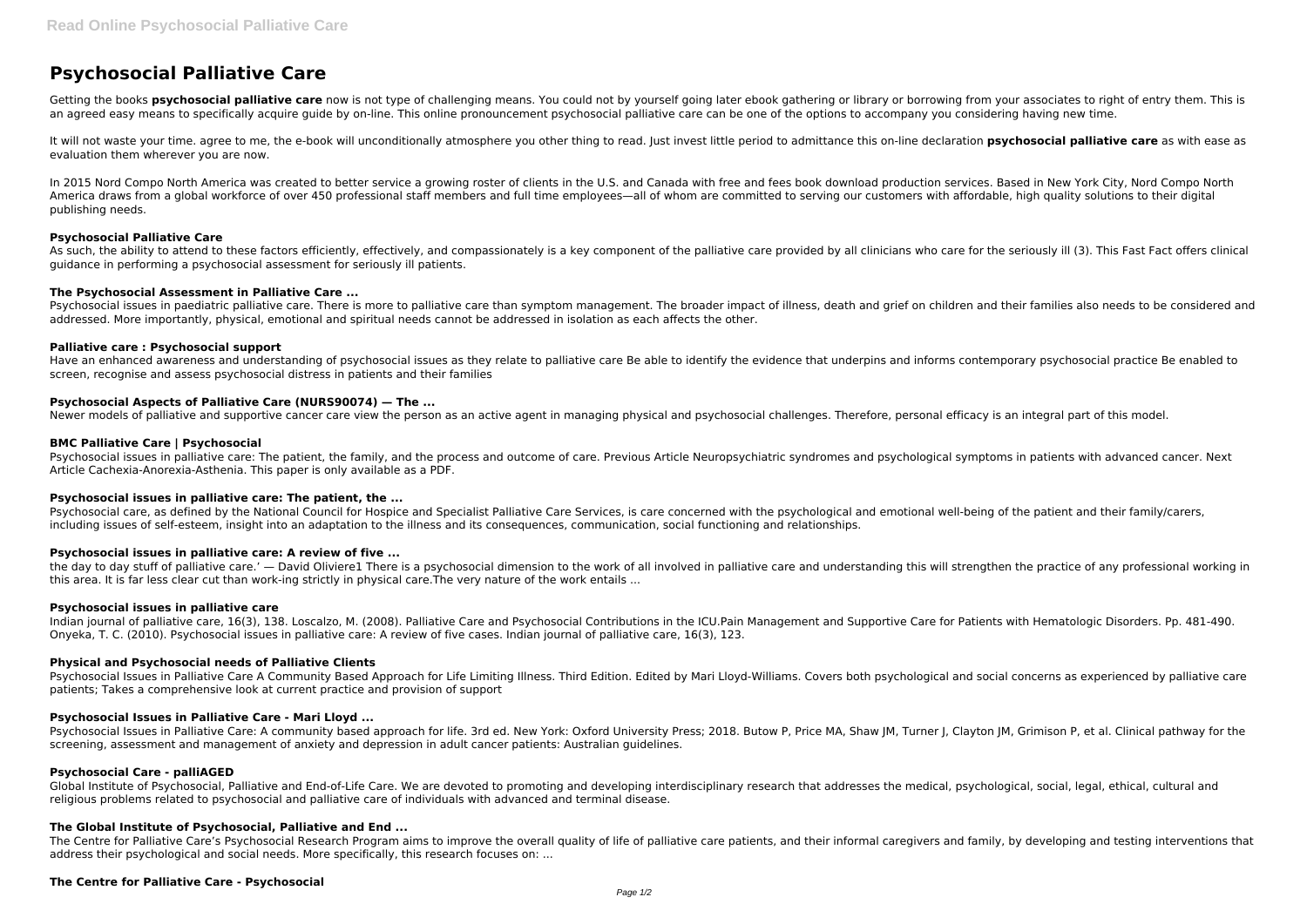# Psychosocial Palliative Care

Getting the books **psychosocial palliative care** now is not type of challenging means. You could not by yourself going later ebook gathering or library or borrowing from your associates to right of entry them. This is an agreed easy means to specifically acquire guide by on-line. This online pronouncement psychosocial palliative care can be one of the options to accompany you considering having new time.

It will not waste your time. agree to me, the e-book will unconditionally atmosphere you other thing to read. Just invest little period to admittance this on-line declaration **psychosocial palliative care** as with ease as evaluation them wherever you are now.

In 2015 Nord Compo North America was created to better service a growing roster of clients in the U.S. and Canada with free and fees book download production services. Based in New York City, Nord Compo North America draws from a global workforce of over 450 professional staff members and full time employees—all of whom are committed to serving our customers with affordable, high quality solutions to their digital publishing needs.

### Psychosocial Palliative Care

As such, the ability to attend to these factors efficiently, effectively, and compassionately is a key component of the palliative care provided by all clinicians who care for the seriously ill (3). This Fast Fact offers clinical guidance in performing a psychosocial assessment for seriously ill patients.

### The Psychosocial Assessment in Palliative Care ...

Psychosocial issues in paediatric palliative care. There is more to palliative care than symptom management. The broader impact of illness, death and grief on children and their families also needs to be considered and addressed. More importantly, physical, emotional and spiritual needs cannot be addressed in isolation as each affects the other.

### Palliative care : Psychosocial support

Have an enhanced awareness and understanding of psychosocial issues as they relate to palliative care Be able to identify the evidence that underpins and informs contemporary psychosocial practice Be enabled to screen, recognise and assess psychosocial distress in patients and their families

### Psychosocial Aspects of Palliative Care (NURS90074) — The ...

Newer models of palliative and supportive cancer care view the person as an active agent in managing physical and psychosocial challenges. Therefore, personal efficacy is an integral part of this model.

### BMC Palliative Care | Psychosocial

Psychosocial issues in palliative care: The patient, the family, and the process and outcome of care. Previous Article Neuropsychiatric syndromes and psychological symptoms in patients with advanced cancer. Next Article Cachexia-Anorexia-Asthenia. This paper is only available as a PDF.

### Psychosocial issues in palliative care: The patient, the ...

Psychosocial care, as defined by the National Council for Hospice and Specialist Palliative Care Services, is care concerned with the psychological and emotional well-being of the patient and their family/carers, including issues of self-esteem, insight into an adaptation to the illness and its consequences, communication, social functioning and relationships.

### Psychosocial issues in palliative care: A review of five ...

the day to day stuff of palliative care.' — David Oliviere1 There is a psychosocial dimension to the work of all involved in palliative care and understanding this will strengthen the practice of any professional working in this area. It is far less clear cut than work-ing strictly in physical care.The very nature of the work entails ...

### Psychosocial issues in palliative care

Indian journal of palliative care, 16(3), 138. Loscalzo, M. (2008). Palliative Care and Psychosocial Contributions in the ICU.Pain Management and Supportive Care for Patients with Hematologic Disorders. Pp. 481-490. Onyeka, T. C. (2010). Psychosocial issues in palliative care: A review of five cases. Indian journal of palliative care, 16(3), 123.

### Physical and Psychosocial needs of Palliative Clients

Psychosocial Issues in Palliative Care A Community Based Approach for Life Limiting Illness. Third Edition. Edited by Mari Lloyd-Williams. Covers both psychological and social concerns as experienced by palliative care patients; Takes a comprehensive look at current practice and provision of support

### Psychosocial Issues in Palliative Care - Mari Lloyd ...

Psychosocial Issues in Palliative Care: A community based approach for life. 3rd ed. New York: Oxford University Press; 2018. Butow P, Price MA, Shaw JM, Turner J, Clayton JM, Grimison P, et al. Clinical pathway for the screening, assessment and management of anxiety and depression in adult cancer patients: Australian guidelines.

### Psychosocial Care - palliAGED

Global Institute of Psychosocial, Palliative and End-of-Life Care. We are devoted to promoting and developing interdisciplinary research that addresses the medical, psychological, social, legal, ethical, cultural and religious problems related to psychosocial and palliative care of individuals with advanced and terminal disease.

### The Global Institute of Psychosocial, Palliative and End ...

The Centre for Palliative Care's Psychosocial Research Program aims to improve the overall quality of life of palliative care patients, and their informal caregivers and family, by developing and testing interventions that address their psychological and social needs. More specifically, this research focuses on: ...

### The Centre for Palliative Care - Psychosocial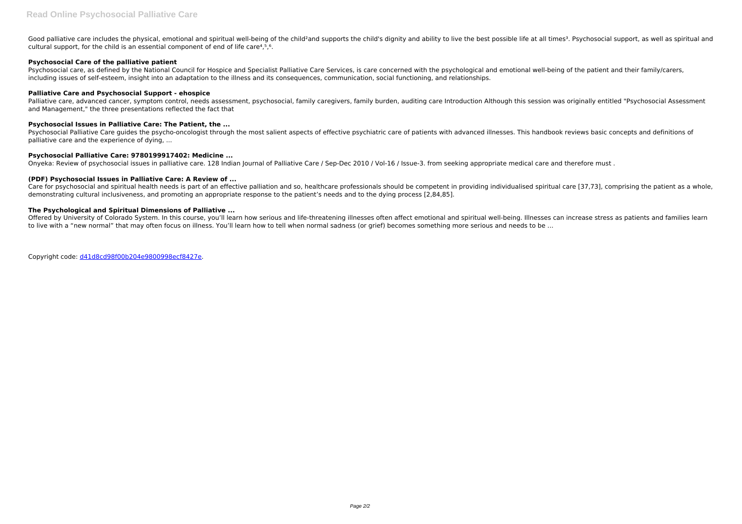Good palliative care includes the physical, emotional and spiritual well-being of the child[2]and supports the child's dignity and ability to live the best possible life at all times[3]. Psychosocial support, as well as spiritual and cultural support, for the child is an essential component of end of life care[4],[5],[6].

### Psychosocial Care of the palliative patient

Psychosocial care, as defined by the National Council for Hospice and Specialist Palliative Care Services, is care concerned with the psychological and emotional well-being of the patient and their family/carers, including issues of self-esteem, insight into an adaptation to the illness and its consequences, communication, social functioning, and relationships.

### Palliative Care and Psychosocial Support - ehospice

Palliative care, advanced cancer, symptom control, needs assessment, psychosocial, family caregivers, family burden, auditing care Introduction Although this session was originally entitled "Psychosocial Assessment and Management," the three presentations reflected the fact that

### Psychosocial Issues in Palliative Care: The Patient, the ...

Psychosocial Palliative Care guides the psycho-oncologist through the most salient aspects of effective psychiatric care of patients with advanced illnesses. This handbook reviews basic concepts and definitions of palliative care and the experience of dying, ...

### Psychosocial Palliative Care: 9780199917402: Medicine ...

Onyeka: Review of psychosocial issues in palliative care. 128 Indian Journal of Palliative Care / Sep-Dec 2010 / Vol-16 / Issue-3. from seeking appropriate medical care and therefore must .

### (PDF) Psychosocial Issues in Palliative Care: A Review of ...

Care for psychosocial and spiritual health needs is part of an effective palliation and so, healthcare professionals should be competent in providing individualised spiritual care [37,73], comprising the patient as a whole, demonstrating cultural inclusiveness, and promoting an appropriate response to the patient's needs and to the dying process [2,84,85].

### The Psychological and Spiritual Dimensions of Palliative ...

Offered by University of Colorado System. In this course, you'll learn how serious and life-threatening illnesses often affect emotional and spiritual well-being. Illnesses can increase stress as patients and families learn to live with a "new normal" that may often focus on illness. You'll learn how to tell when normal sadness (or grief) becomes something more serious and needs to be ...

Copyright code: d41d8cd98f00b204e9800998ecf8427e.